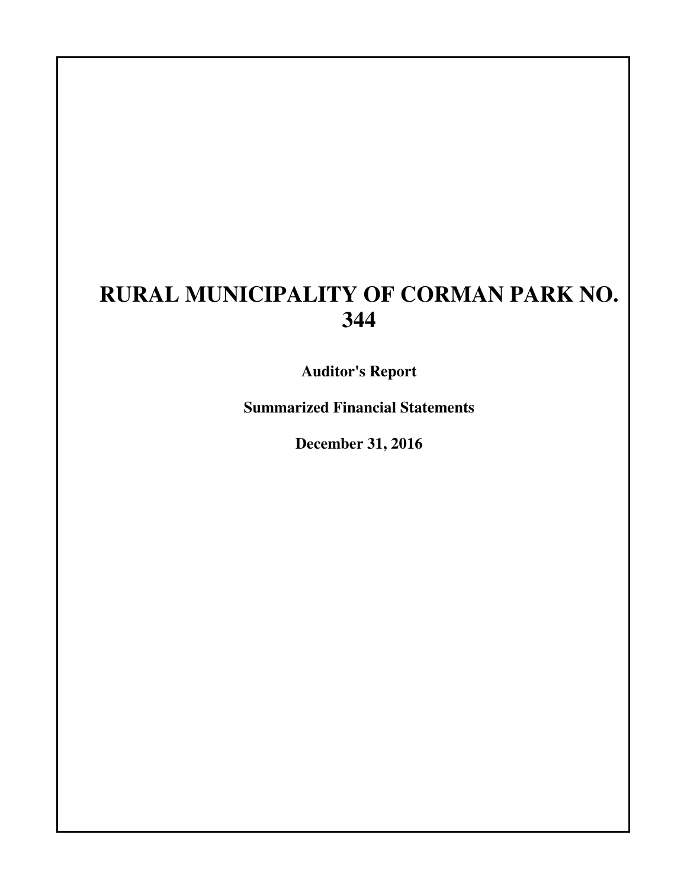# RURAL MUNICIPALITY OF CORMAN PARK NO. 344

**Auditor's Report**

**Summarized Financial Statements**

**December 31, 2016**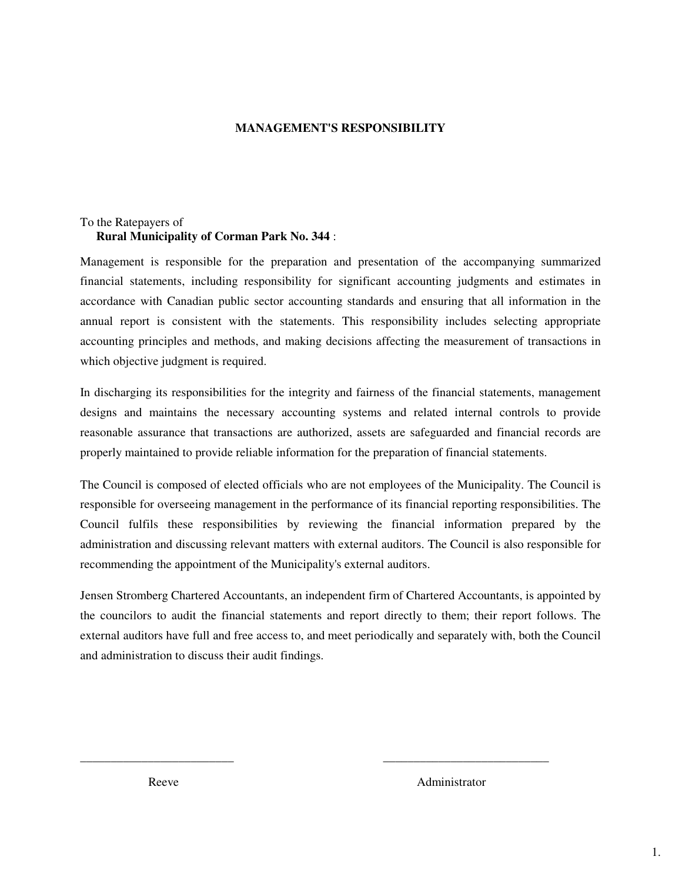# MANAGEMENT'S RESPONSIBILITY

To the Ratepayers of
**Rural Municipality of Corman Park No. 344** :

Management is responsible for the preparation and presentation of the accompanying summarized financial statements, including responsibility for significant accounting judgments and estimates in accordance with Canadian public sector accounting standards and ensuring that all information in the annual report is consistent with the statements. This responsibility includes selecting appropriate accounting principles and methods, and making decisions affecting the measurement of transactions in which objective judgment is required.

In discharging its responsibilities for the integrity and fairness of the financial statements, management designs and maintains the necessary accounting systems and related internal controls to provide reasonable assurance that transactions are authorized, assets are safeguarded and financial records are properly maintained to provide reliable information for the preparation of financial statements.

The Council is composed of elected officials who are not employees of the Municipality. The Council is responsible for overseeing management in the performance of its financial reporting responsibilities. The Council fulfils these responsibilities by reviewing the financial information prepared by the administration and discussing relevant matters with external auditors. The Council is also responsible for recommending the appointment of the Municipality's external auditors.

Jensen Stromberg Chartered Accountants, an independent firm of Chartered Accountants, is appointed by the councilors to audit the financial statements and report directly to them; their report follows. The external auditors have full and free access to, and meet periodically and separately with, both the Council and administration to discuss their audit findings.

\_\_\_\_\_\_\_\_\_\_\_\_\_\_\_\_\_\_\_\_\_\_\_\_\_\_ \_\_\_\_\_\_\_\_\_\_\_\_\_\_\_\_\_\_\_\_\_\_\_\_\_\_\_\_

Reeve Administrator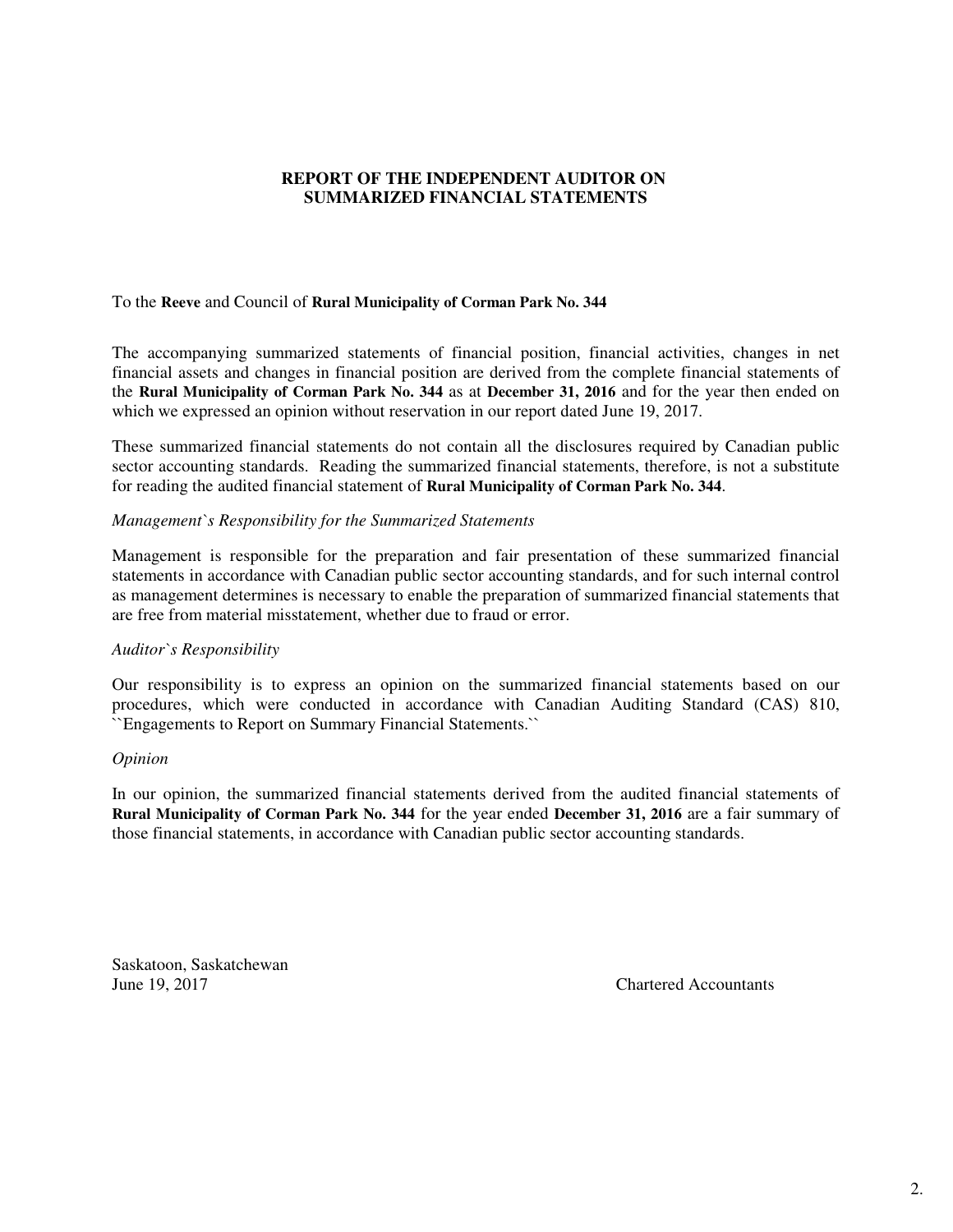## REPORT OF THE INDEPENDENT AUDITOR ON SUMMARIZED FINANCIAL STATEMENTS

To the **Reeve** and Council of **Rural Municipality of Corman Park No. 344**

The accompanying summarized statements of financial position, financial activities, changes in net financial assets and changes in financial position are derived from the complete financial statements of the **Rural Municipality of Corman Park No. 344** as at **December 31, 2016** and for the year then ended on which we expressed an opinion without reservation in our report dated June 19, 2017.

These summarized financial statements do not contain all the disclosures required by Canadian public sector accounting standards. Reading the summarized financial statements, therefore, is not a substitute for reading the audited financial statement of **Rural Municipality of Corman Park No. 344**.

*Management`s Responsibility for the Summarized Statements*

Management is responsible for the preparation and fair presentation of these summarized financial statements in accordance with Canadian public sector accounting standards, and for such internal control as management determines is necessary to enable the preparation of summarized financial statements that are free from material misstatement, whether due to fraud or error.

*Auditor`s Responsibility*

Our responsibility is to express an opinion on the summarized financial statements based on our procedures, which were conducted in accordance with Canadian Auditing Standard (CAS) 810, ``Engagements to Report on Summary Financial Statements.``

*Opinion*

In our opinion, the summarized financial statements derived from the audited financial statements of **Rural Municipality of Corman Park No. 344** for the year ended **December 31, 2016** are a fair summary of those financial statements, in accordance with Canadian public sector accounting standards.

Saskatoon, Saskatchewan
June 19, 2017

Chartered Accountants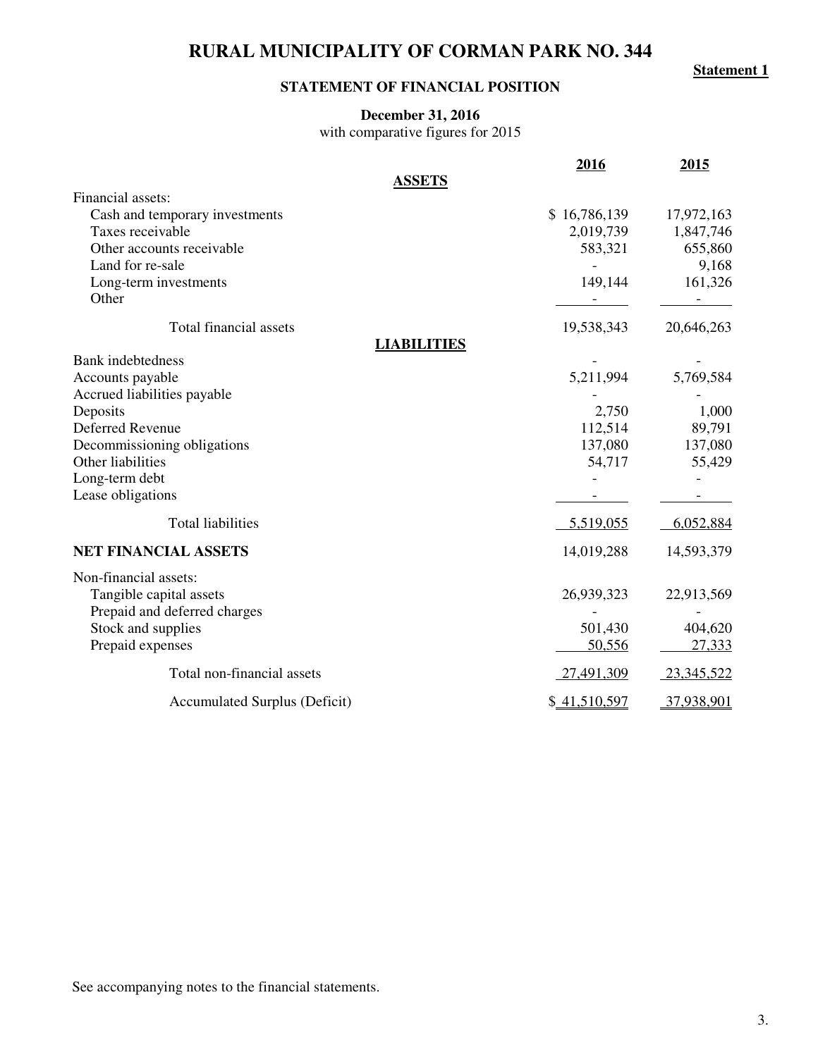# RURAL MUNICIPALITY OF CORMAN PARK NO. 344

**Statement 1**

## STATEMENT OF FINANCIAL POSITION

**December 31, 2016**
with comparative figures for 2015

| | 2016 | 2015 |
|---|---|---|
| **ASSETS** | | |
| Financial assets: | | |
| Cash and temporary investments | $ 16,786,139 | 17,972,163 |
| Taxes receivable | 2,019,739 | 1,847,746 |
| Other accounts receivable | 583,321 | 655,860 |
| Land for re-sale | - | 9,168 |
| Long-term investments | 149,144 | 161,326 |
| Other | - | - |
| Total financial assets | 19,538,343 | 20,646,263 |
| **LIABILITIES** | | |
| Bank indebtedness | - | - |
| Accounts payable | 5,211,994 | 5,769,584 |
| Accrued liabilities payable | - | - |
| Deposits | 2,750 | 1,000 |
| Deferred Revenue | 112,514 | 89,791 |
| Decommissioning obligations | 137,080 | 137,080 |
| Other liabilities | 54,717 | 55,429 |
| Long-term debt | - | - |
| Lease obligations | - | - |
| Total liabilities | 5,519,055 | 6,052,884 |
| **NET FINANCIAL ASSETS** | 14,019,288 | 14,593,379 |
| Non-financial assets: | | |
| Tangible capital assets | 26,939,323 | 22,913,569 |
| Prepaid and deferred charges | - | - |
| Stock and supplies | 501,430 | 404,620 |
| Prepaid expenses | 50,556 | 27,333 |
| Total non-financial assets | 27,491,309 | 23,345,522 |
| Accumulated Surplus (Deficit) | $ 41,510,597 | 37,938,901 |

See accompanying notes to the financial statements.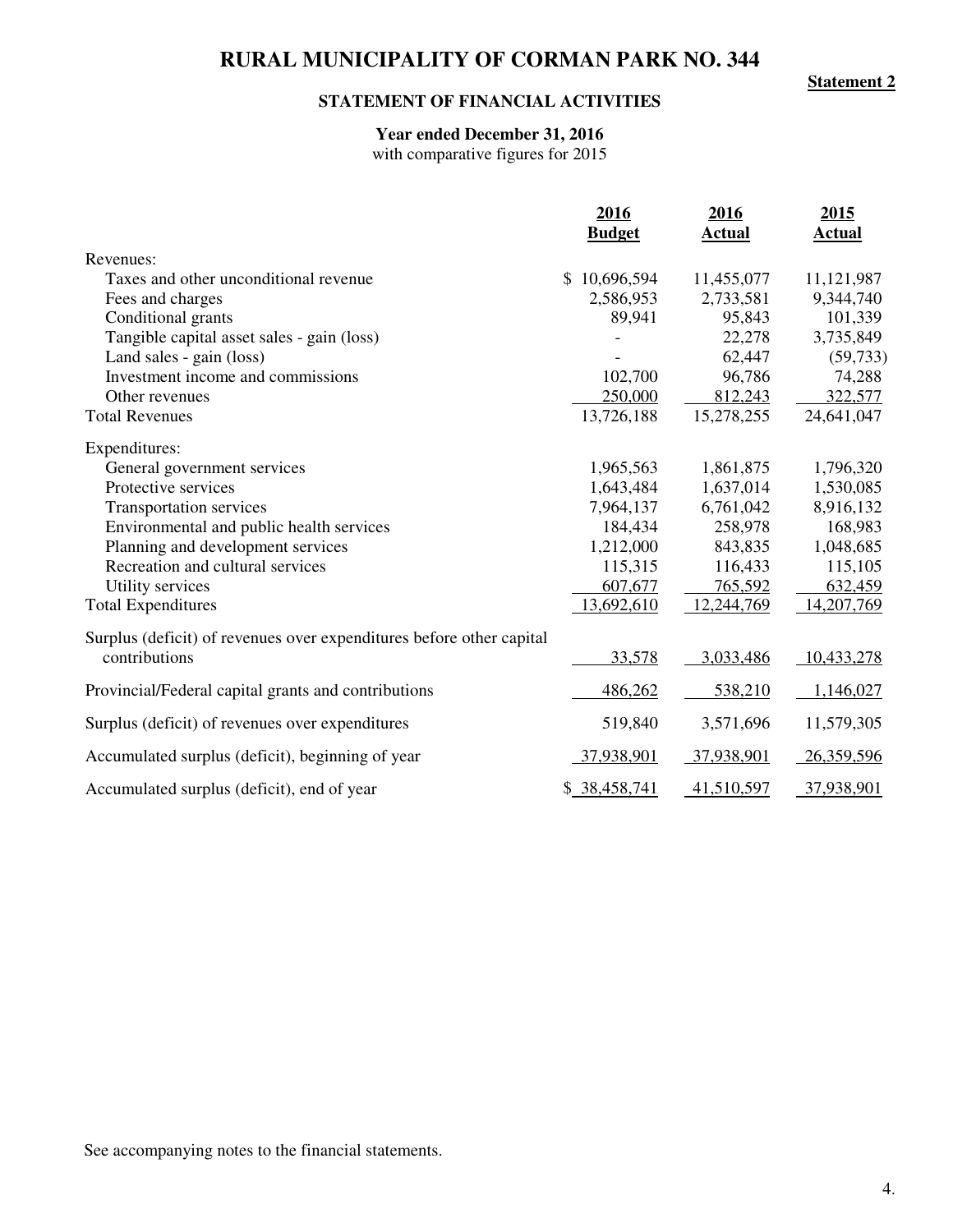# RURAL MUNICIPALITY OF CORMAN PARK NO. 344

**Statement 2**

### STATEMENT OF FINANCIAL ACTIVITIES

**Year ended December 31, 2016**
with comparative figures for 2015

| | 2016 Budget | 2016 Actual | 2015 Actual |
|---|---|---|---|
| Revenues: | | | |
| Taxes and other unconditional revenue | $ 10,696,594 | 11,455,077 | 11,121,987 |
| Fees and charges | 2,586,953 | 2,733,581 | 9,344,740 |
| Conditional grants | 89,941 | 95,843 | 101,339 |
| Tangible capital asset sales - gain (loss) | - | 22,278 | 3,735,849 |
| Land sales - gain (loss) | - | 62,447 | (59,733) |
| Investment income and commissions | 102,700 | 96,786 | 74,288 |
| Other revenues | 250,000 | 812,243 | 322,577 |
| Total Revenues | 13,726,188 | 15,278,255 | 24,641,047 |
| Expenditures: | | | |
| General government services | 1,965,563 | 1,861,875 | 1,796,320 |
| Protective services | 1,643,484 | 1,637,014 | 1,530,085 |
| Transportation services | 7,964,137 | 6,761,042 | 8,916,132 |
| Environmental and public health services | 184,434 | 258,978 | 168,983 |
| Planning and development services | 1,212,000 | 843,835 | 1,048,685 |
| Recreation and cultural services | 115,315 | 116,433 | 115,105 |
| Utility services | 607,677 | 765,592 | 632,459 |
| Total Expenditures | 13,692,610 | 12,244,769 | 14,207,769 |
| Surplus (deficit) of revenues over expenditures before other capital contributions | 33,578 | 3,033,486 | 10,433,278 |
| Provincial/Federal capital grants and contributions | 486,262 | 538,210 | 1,146,027 |
| Surplus (deficit) of revenues over expenditures | 519,840 | 3,571,696 | 11,579,305 |
| Accumulated surplus (deficit), beginning of year | 37,938,901 | 37,938,901 | 26,359,596 |
| Accumulated surplus (deficit), end of year | $ 38,458,741 | 41,510,597 | 37,938,901 |

See accompanying notes to the financial statements.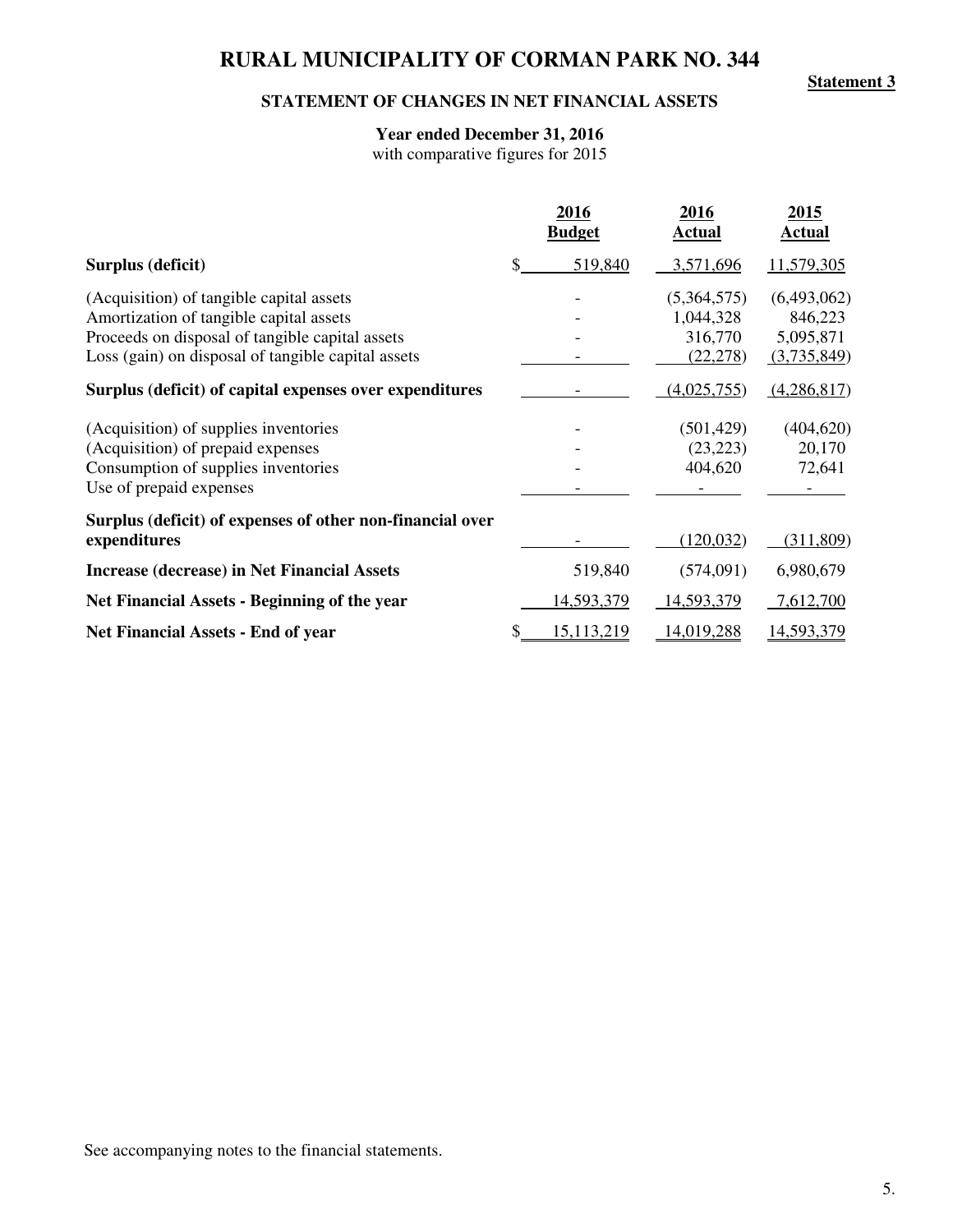# RURAL MUNICIPALITY OF CORMAN PARK NO. 344

**Statement 3**

## STATEMENT OF CHANGES IN NET FINANCIAL ASSETS

**Year ended December 31, 2016**
with comparative figures for 2015

| | 2016 Budget | 2016 Actual | 2015 Actual |
|---|---|---|---|
| **Surplus (deficit)** | $ 519,840 | 3,571,696 | 11,579,305 |
| (Acquisition) of tangible capital assets | - | (5,364,575) | (6,493,062) |
| Amortization of tangible capital assets | - | 1,044,328 | 846,223 |
| Proceeds on disposal of tangible capital assets | - | 316,770 | 5,095,871 |
| Loss (gain) on disposal of tangible capital assets | - | (22,278) | (3,735,849) |
| **Surplus (deficit) of capital expenses over expenditures** | - | (4,025,755) | (4,286,817) |
| (Acquisition) of supplies inventories | - | (501,429) | (404,620) |
| (Acquisition) of prepaid expenses | - | (23,223) | 20,170 |
| Consumption of supplies inventories | - | 404,620 | 72,641 |
| Use of prepaid expenses | - | - | - |
| **Surplus (deficit) of expenses of other non-financial over expenditures** | - | (120,032) | (311,809) |
| **Increase (decrease) in Net Financial Assets** | 519,840 | (574,091) | 6,980,679 |
| **Net Financial Assets - Beginning of the year** | 14,593,379 | 14,593,379 | 7,612,700 |
| **Net Financial Assets - End of year** | $ 15,113,219 | 14,019,288 | 14,593,379 |

See accompanying notes to the financial statements.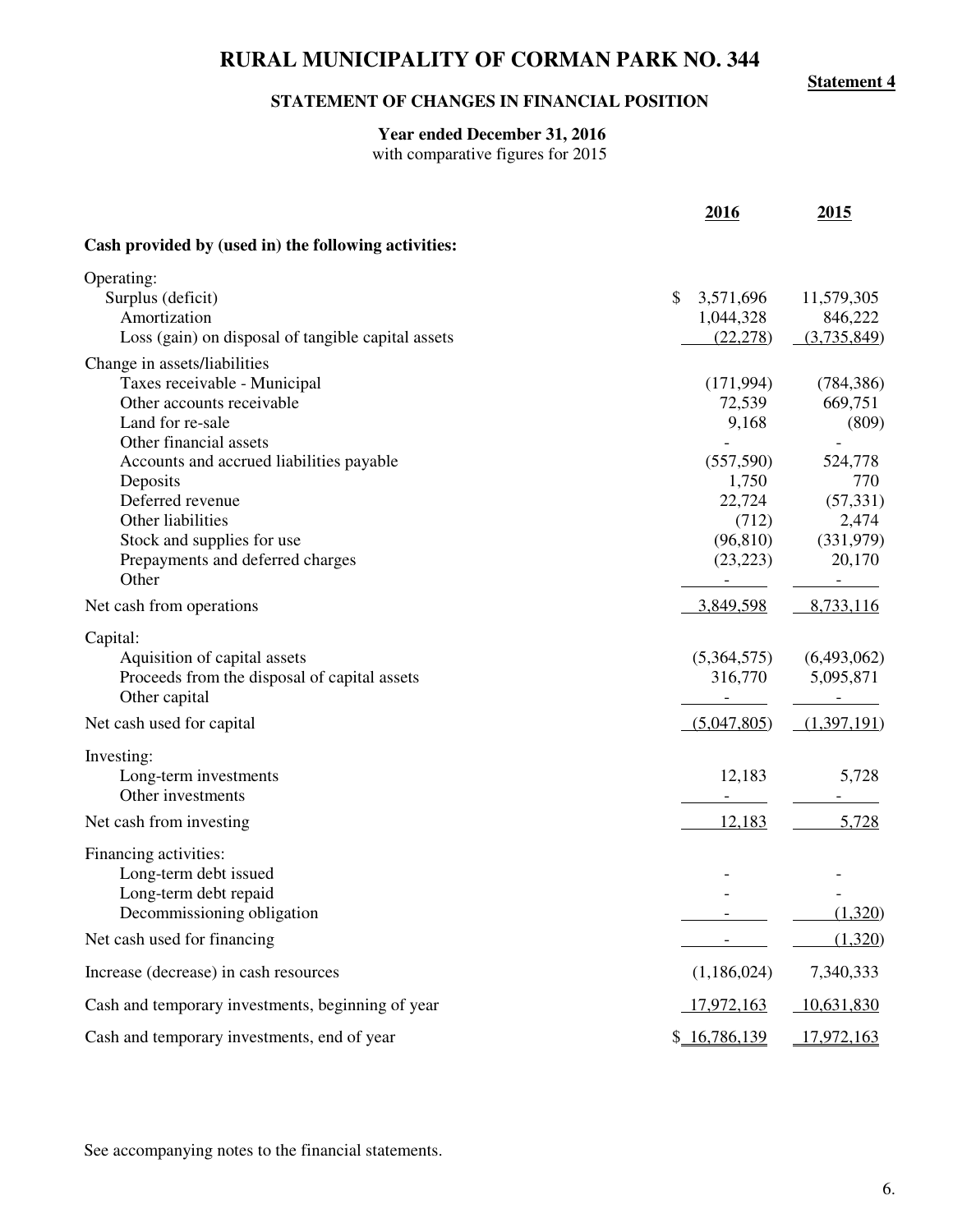# RURAL MUNICIPALITY OF CORMAN PARK NO. 344

**Statement 4**

## STATEMENT OF CHANGES IN FINANCIAL POSITION

**Year ended December 31, 2016**
with comparative figures for 2015

| | 2016 | 2015 |
|---|---|---|
| **Cash provided by (used in) the following activities:** | | |
| Operating: | | |
| Surplus (deficit) | $ 3,571,696 | 11,579,305 |
| Amortization | 1,044,328 | 846,222 |
| Loss (gain) on disposal of tangible capital assets | (22,278) | (3,735,849) |
| Change in assets/liabilities | | |
| Taxes receivable - Municipal | (171,994) | (784,386) |
| Other accounts receivable | 72,539 | 669,751 |
| Land for re-sale | 9,168 | (809) |
| Other financial assets | - | - |
| Accounts and accrued liabilities payable | (557,590) | 524,778 |
| Deposits | 1,750 | 770 |
| Deferred revenue | 22,724 | (57,331) |
| Other liabilities | (712) | 2,474 |
| Stock and supplies for use | (96,810) | (331,979) |
| Prepayments and deferred charges | (23,223) | 20,170 |
| Other | - | - |
| Net cash from operations | 3,849,598 | 8,733,116 |
| Capital: | | |
| Aquisition of capital assets | (5,364,575) | (6,493,062) |
| Proceeds from the disposal of capital assets | 316,770 | 5,095,871 |
| Other capital | - | - |
| Net cash used for capital | (5,047,805) | (1,397,191) |
| Investing: | | |
| Long-term investments | 12,183 | 5,728 |
| Other investments | - | - |
| Net cash from investing | 12,183 | 5,728 |
| Financing activities: | | |
| Long-term debt issued | - | - |
| Long-term debt repaid | - | - |
| Decommissioning obligation | - | (1,320) |
| Net cash used for financing | - | (1,320) |
| Increase (decrease) in cash resources | (1,186,024) | 7,340,333 |
| Cash and temporary investments, beginning of year | 17,972,163 | 10,631,830 |
| Cash and temporary investments, end of year | $ 16,786,139 | 17,972,163 |

See accompanying notes to the financial statements.